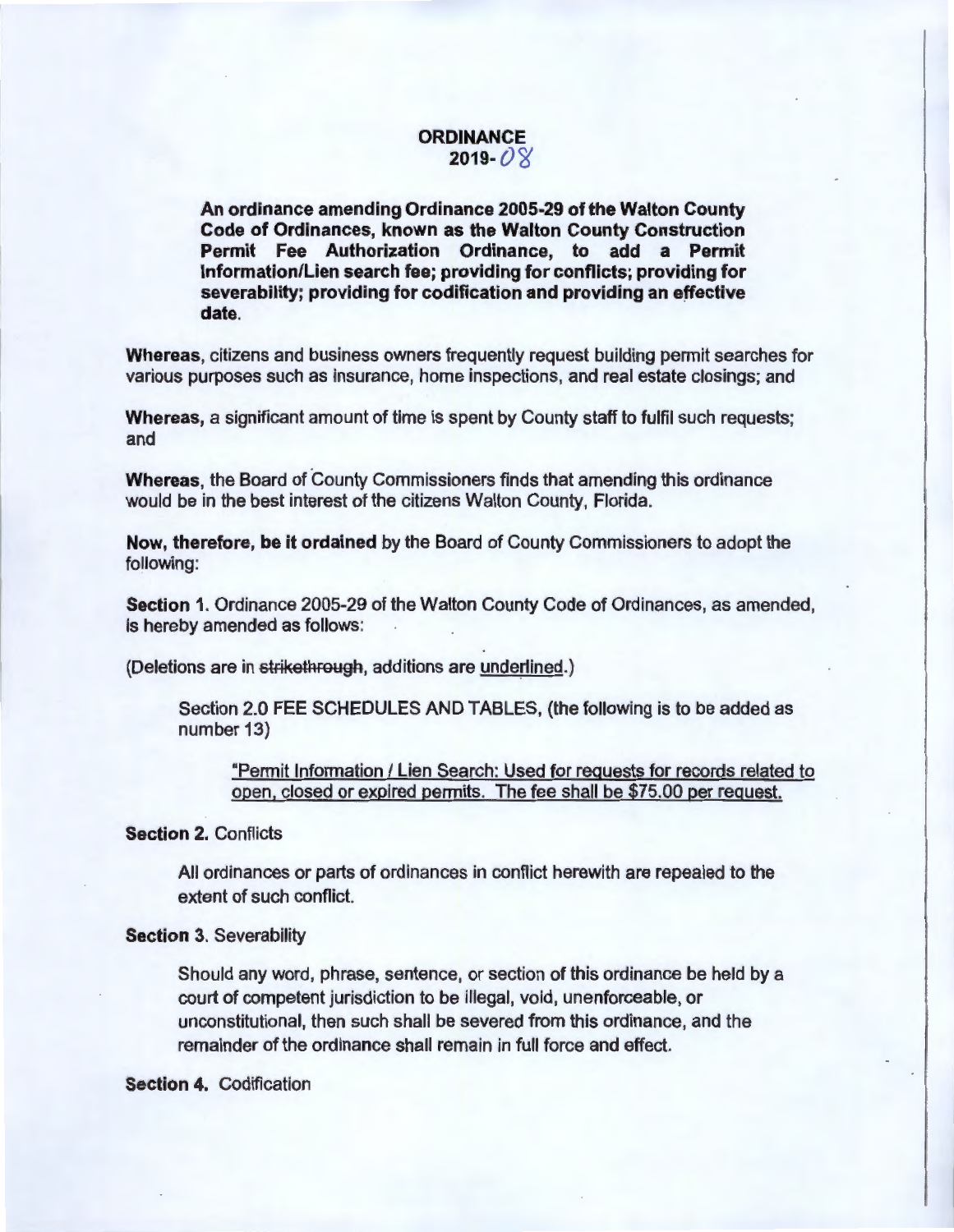# ORDINANCE
## 2019-08

**An ordinance amending Ordinance 2005-29 of the Walton County Code of Ordinances, known as the Walton County Construction Permit Fee Authorization Ordinance, to add a Permit Information/Lien search fee; providing for conflicts; providing for severability; providing for codification and providing an effective date.**

**Whereas**, citizens and business owners frequently request building permit searches for various purposes such as insurance, home inspections, and real estate closings; and

**Whereas,** a significant amount of time is spent by County staff to fulfil such requests; and

**Whereas**, the Board of County Commissioners finds that amending this ordinance would be in the best interest of the citizens Walton County, Florida.

**Now, therefore, be it ordained** by the Board of County Commissioners to adopt the following:

**Section 1.** Ordinance 2005-29 of the Walton County Code of Ordinances, as amended, is hereby amended as follows:

(Deletions are in ~~strikethrough~~, additions are <u>underlined</u>.)

> Section 2.0 FEE SCHEDULES AND TABLES, (the following is to be added as number 13)
>
> > <u>"Permit Information / Lien Search: Used for requests for records related to open, closed or expired permits. The fee shall be $75.00 per request.</u>

**Section 2.** Conflicts

> All ordinances or parts of ordinances in conflict herewith are repealed to the extent of such conflict.

**Section 3.** Severability

> Should any word, phrase, sentence, or section of this ordinance be held by a court of competent jurisdiction to be illegal, void, unenforceable, or unconstitutional, then such shall be severed from this ordinance, and the remainder of the ordinance shall remain in full force and effect.

**Section 4.** Codification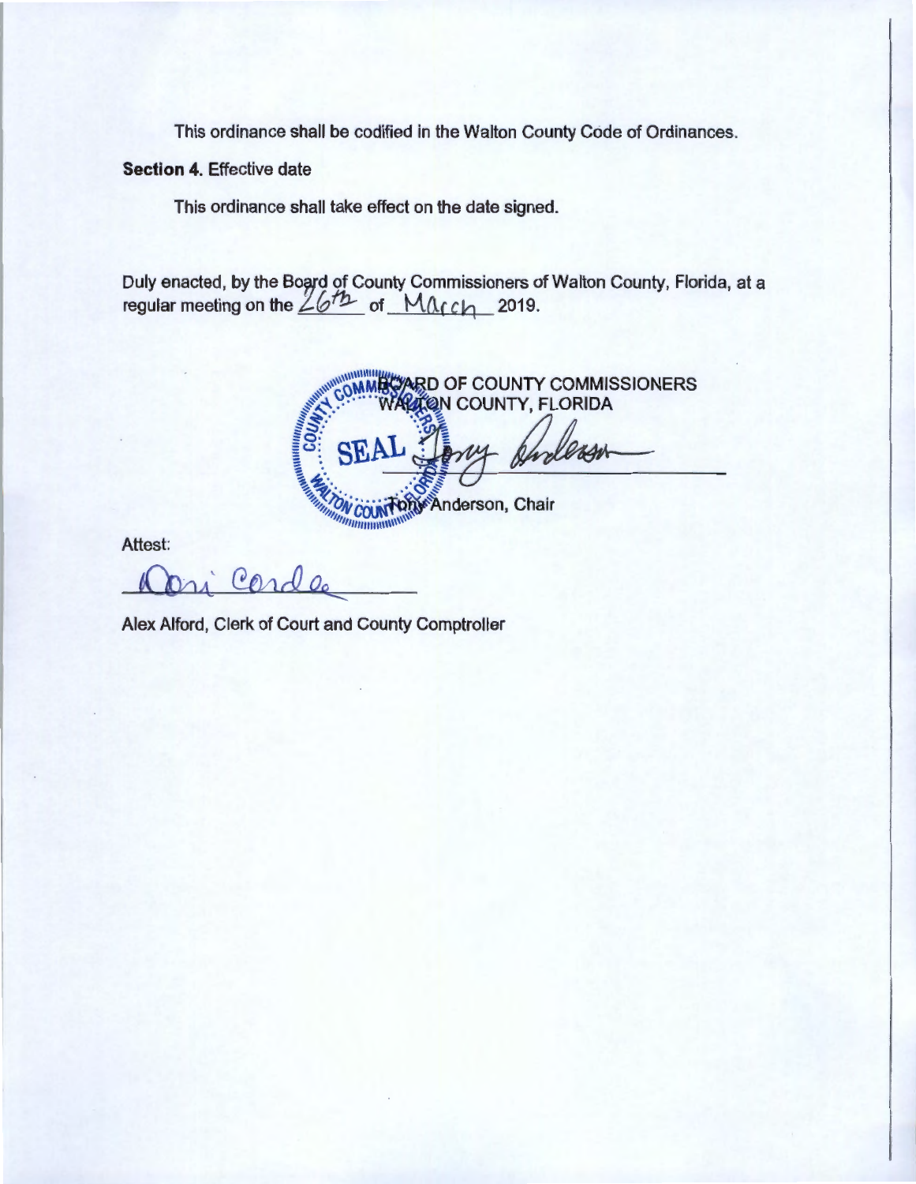This ordinance shall be codified in the Walton County Code of Ordinances.

**Section 4.** Effective date

This ordinance shall take effect on the date signed.

Duly enacted, by the Board of County Commissioners of Walton County, Florida, at a regular meeting on the 26th of March 2019.

BOARD OF COUNTY COMMISSIONERS
WALTON COUNTY, FLORIDA

SEAL

Tony Anderson, Chair

Attest:

Alex Alford, Clerk of Court and County Comptroller